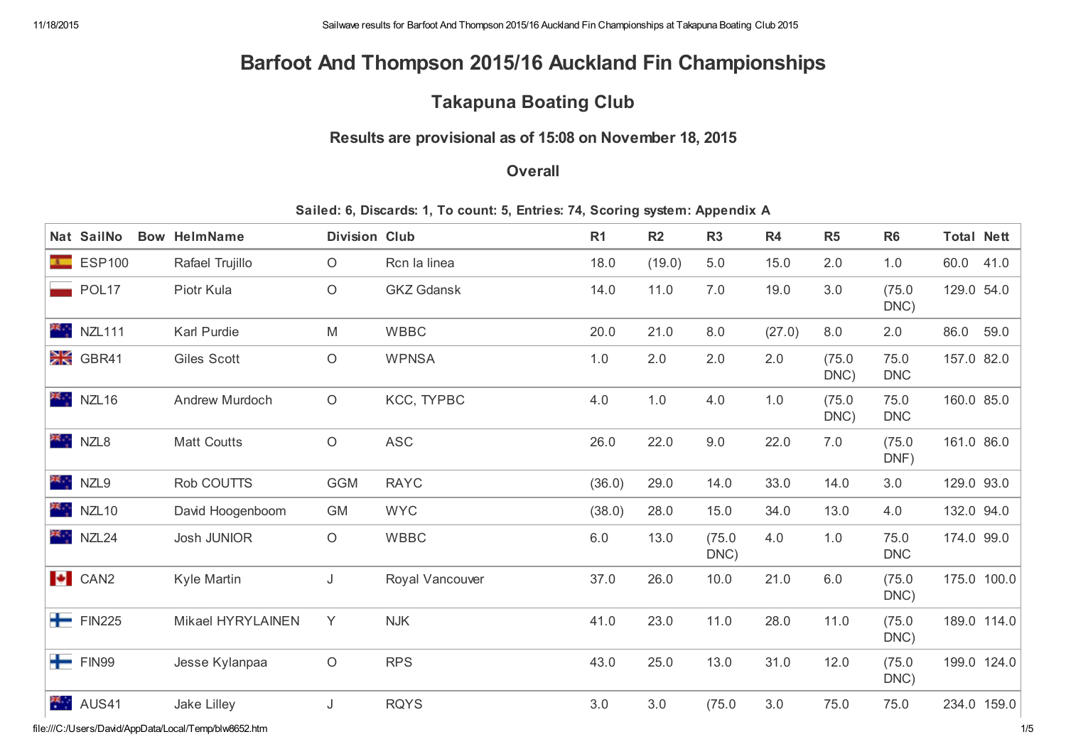# Barfoot And Thompson 2015/16 Auckland Fin Championships

## Takapuna Boating Club

### Results are provisional as of 15:08 on November 18, 2015

### Overall

**Sailed: 6, Discards: 1, To count: 5, Entries: 74, Scoring system: Appendix A**

| Nat | SailNo | Bow | HelmName | Division | Club | R1 | R2 | R3 | R4 | R5 | R6 | Total | Nett |
|---|---|---|---|---|---|---|---|---|---|---|---|---|---|
| | ESP100 | | Rafael Trujillo | O | Rcn la linea | 18.0 | (19.0) | 5.0 | 15.0 | 2.0 | 1.0 | 60.0 | 41.0 |
| | POL17 | | Piotr Kula | O | GKZ Gdansk | 14.0 | 11.0 | 7.0 | 19.0 | 3.0 | (75.0 DNC) | 129.0 | 54.0 |
| | NZL111 | | Karl Purdie | M | WBBC | 20.0 | 21.0 | 8.0 | (27.0) | 8.0 | 2.0 | 86.0 | 59.0 |
| | GBR41 | | Giles Scott | O | WPNSA | 1.0 | 2.0 | 2.0 | 2.0 | (75.0 DNC) | 75.0 DNC | 157.0 | 82.0 |
| | NZL16 | | Andrew Murdoch | O | KCC, TYPBC | 4.0 | 1.0 | 4.0 | 1.0 | (75.0 DNC) | 75.0 DNC | 160.0 | 85.0 |
| | NZL8 | | Matt Coutts | O | ASC | 26.0 | 22.0 | 9.0 | 22.0 | 7.0 | (75.0 DNF) | 161.0 | 86.0 |
| | NZL9 | | Rob COUTTS | GGM | RAYC | (36.0) | 29.0 | 14.0 | 33.0 | 14.0 | 3.0 | 129.0 | 93.0 |
| | NZL10 | | David Hoogenboom | GM | WYC | (38.0) | 28.0 | 15.0 | 34.0 | 13.0 | 4.0 | 132.0 | 94.0 |
| | NZL24 | | Josh JUNIOR | O | WBBC | 6.0 | 13.0 | (75.0 DNC) | 4.0 | 1.0 | 75.0 DNC | 174.0 | 99.0 |
| | CAN2 | | Kyle Martin | J | Royal Vancouver | 37.0 | 26.0 | 10.0 | 21.0 | 6.0 | (75.0 DNC) | 175.0 | 100.0 |
| | FIN225 | | Mikael HYRYLAINEN | Y | NJK | 41.0 | 23.0 | 11.0 | 28.0 | 11.0 | (75.0 DNC) | 189.0 | 114.0 |
| | FIN99 | | Jesse Kylanpaa | O | RPS | 43.0 | 25.0 | 13.0 | 31.0 | 12.0 | (75.0 DNC) | 199.0 | 124.0 |
| | AUS41 | | Jake Lilley | J | RQYS | 3.0 | 3.0 | (75.0 | 3.0 | 75.0 | 75.0 | 234.0 | 159.0 |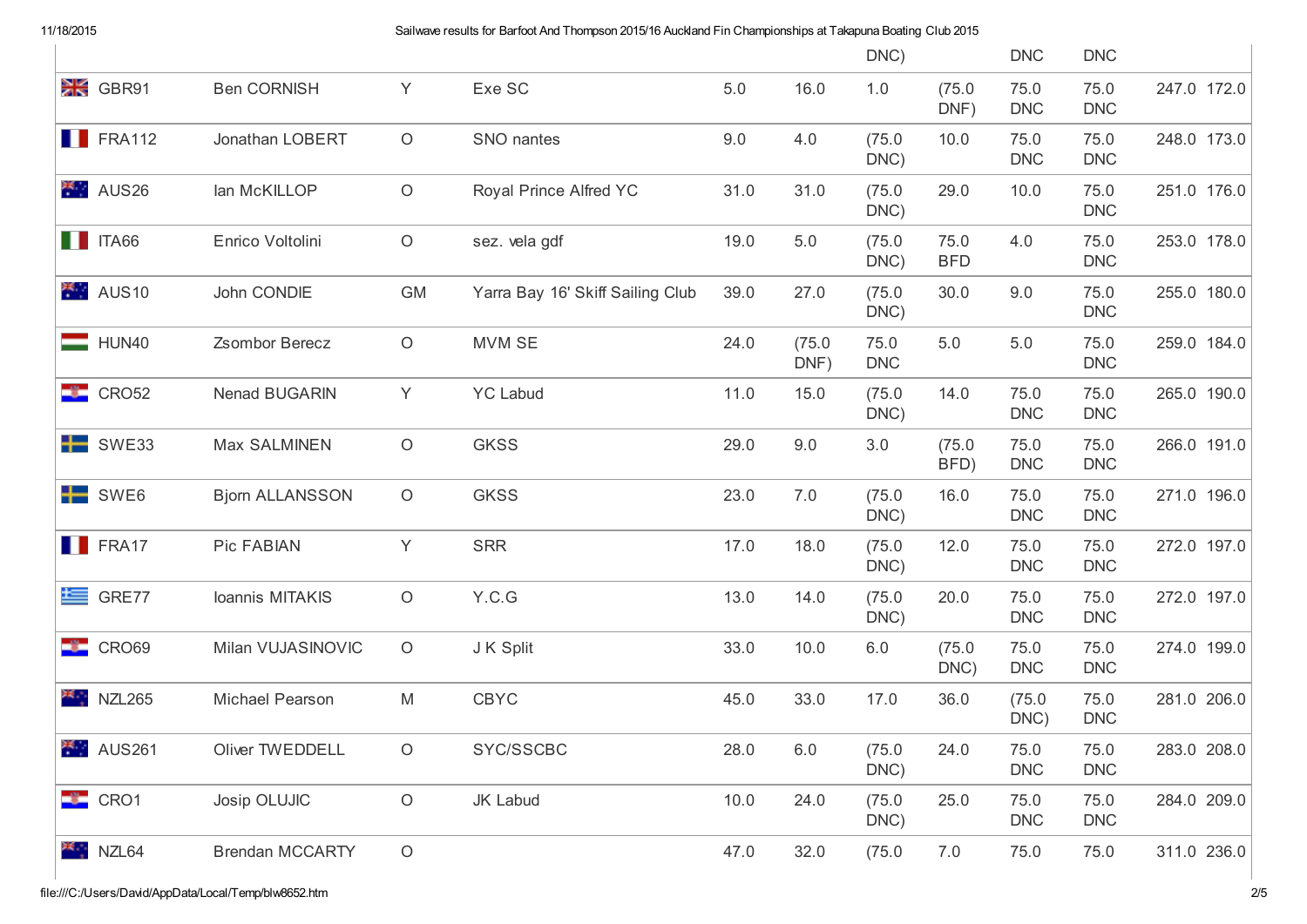| | | | | | | | | | | | | |
|---|---|---|---|---|---|---|---|---|---|---|---|---|
| | | | | | | DNC) | | DNC | DNC | | |
| GBR91 | Ben CORNISH | Y | Exe SC | 5.0 | 16.0 | 1.0 | (75.0 DNF) | 75.0 DNC | 75.0 DNC | 247.0 | 172.0 |
| FRA112 | Jonathan LOBERT | O | SNO nantes | 9.0 | 4.0 | (75.0 DNC) | 10.0 | 75.0 DNC | 75.0 DNC | 248.0 | 173.0 |
| AUS26 | Ian McKILLOP | O | Royal Prince Alfred YC | 31.0 | 31.0 | (75.0 DNC) | 29.0 | 10.0 | 75.0 DNC | 251.0 | 176.0 |
| ITA66 | Enrico Voltolini | O | sez. vela gdf | 19.0 | 5.0 | (75.0 DNC) | 75.0 BFD | 4.0 | 75.0 DNC | 253.0 | 178.0 |
| AUS10 | John CONDIE | GM | Yarra Bay 16' Skiff Sailing Club | 39.0 | 27.0 | (75.0 DNC) | 30.0 | 9.0 | 75.0 DNC | 255.0 | 180.0 |
| HUN40 | Zsombor Berecz | O | MVM SE | 24.0 | (75.0 DNF) | 75.0 DNC | 5.0 | 5.0 | 75.0 DNC | 259.0 | 184.0 |
| CRO52 | Nenad BUGARIN | Y | YC Labud | 11.0 | 15.0 | (75.0 DNC) | 14.0 | 75.0 DNC | 75.0 DNC | 265.0 | 190.0 |
| SWE33 | Max SALMINEN | O | GKSS | 29.0 | 9.0 | 3.0 | (75.0 BFD) | 75.0 DNC | 75.0 DNC | 266.0 | 191.0 |
| SWE6 | Bjorn ALLANSSON | O | GKSS | 23.0 | 7.0 | (75.0 DNC) | 16.0 | 75.0 DNC | 75.0 DNC | 271.0 | 196.0 |
| FRA17 | Pic FABIAN | Y | SRR | 17.0 | 18.0 | (75.0 DNC) | 12.0 | 75.0 DNC | 75.0 DNC | 272.0 | 197.0 |
| GRE77 | Ioannis MITAKIS | O | Y.C.G | 13.0 | 14.0 | (75.0 DNC) | 20.0 | 75.0 DNC | 75.0 DNC | 272.0 | 197.0 |
| CRO69 | Milan VUJASINOVIC | O | J K Split | 33.0 | 10.0 | 6.0 | (75.0 DNC) | 75.0 DNC | 75.0 DNC | 274.0 | 199.0 |
| NZL265 | Michael Pearson | M | CBYC | 45.0 | 33.0 | 17.0 | 36.0 | (75.0 DNC) | 75.0 DNC | 281.0 | 206.0 |
| AUS261 | Oliver TWEDDELL | O | SYC/SSCBC | 28.0 | 6.0 | (75.0 DNC) | 24.0 | 75.0 DNC | 75.0 DNC | 283.0 | 208.0 |
| CRO1 | Josip OLUJIC | O | JK Labud | 10.0 | 24.0 | (75.0 DNC) | 25.0 | 75.0 DNC | 75.0 DNC | 284.0 | 209.0 |
| NZL64 | Brendan MCCARTY | O | | 47.0 | 32.0 | (75.0 | 7.0 | 75.0 | 75.0 | 311.0 | 236.0 |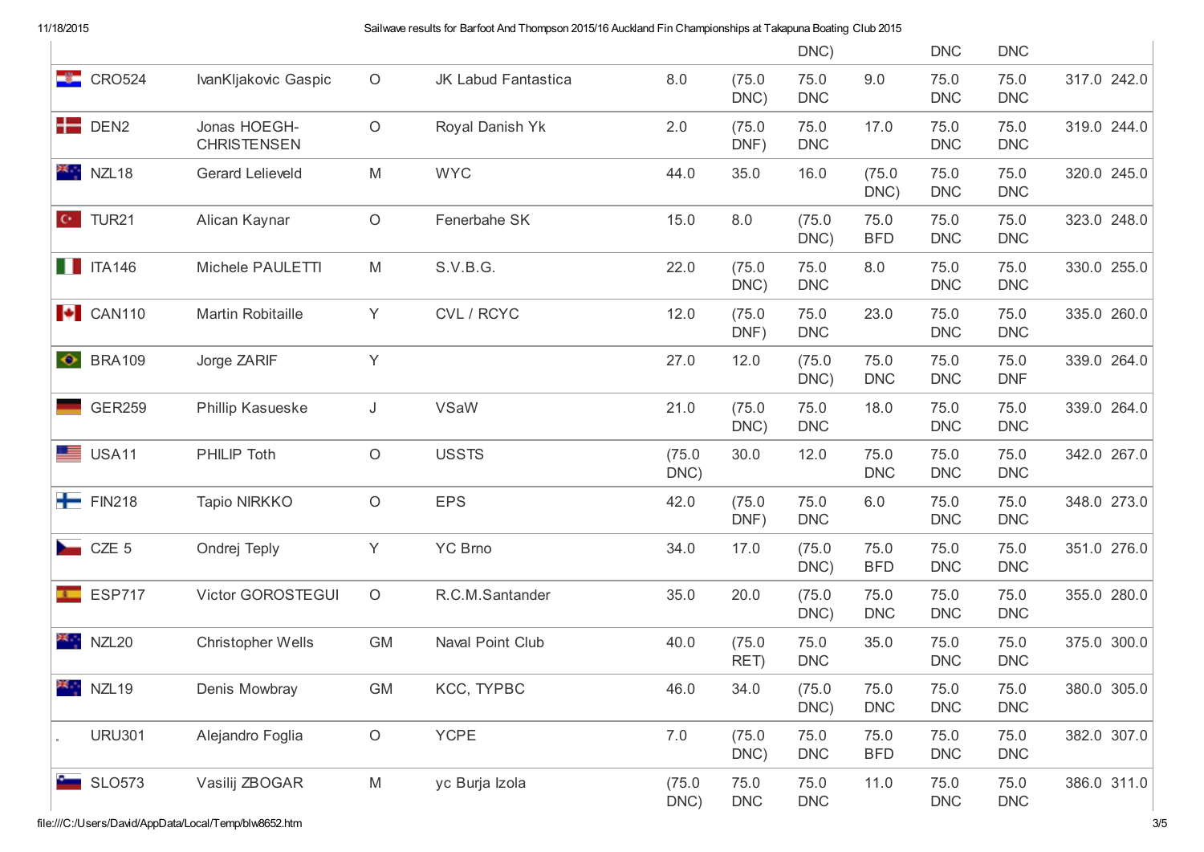| | | | | | | | | | | | |
|---|---|---|---|---|---|---|---|---|---|---|---|
| | | | | | | DNC) | | DNC | DNC | | |
| CRO524 | IvanKljakovic Gaspic | O | JK Labud Fantastica | 8.0 | (75.0 DNC) | 75.0 DNC | 9.0 | 75.0 DNC | 75.0 DNC | 317.0 | 242.0 |
| DEN2 | Jonas HOEGH-CHRISTENSEN | O | Royal Danish Yk | 2.0 | (75.0 DNF) | 75.0 DNC | 17.0 | 75.0 DNC | 75.0 DNC | 319.0 | 244.0 |
| NZL18 | Gerard Lelieveld | M | WYC | 44.0 | 35.0 | 16.0 | (75.0 DNC) | 75.0 DNC | 75.0 DNC | 320.0 | 245.0 |
| TUR21 | Alican Kaynar | O | Fenerbahe SK | 15.0 | 8.0 | (75.0 DNC) | 75.0 BFD | 75.0 DNC | 75.0 DNC | 323.0 | 248.0 |
| ITA146 | Michele PAULETTI | M | S.V.B.G. | 22.0 | (75.0 DNC) | 75.0 DNC | 8.0 | 75.0 DNC | 75.0 DNC | 330.0 | 255.0 |
| CAN110 | Martin Robitaille | Y | CVL / RCYC | 12.0 | (75.0 DNF) | 75.0 DNC | 23.0 | 75.0 DNC | 75.0 DNC | 335.0 | 260.0 |
| BRA109 | Jorge ZARIF | Y | | 27.0 | 12.0 | (75.0 DNC) | 75.0 DNC | 75.0 DNC | 75.0 DNF | 339.0 | 264.0 |
| GER259 | Phillip Kasueske | J | VSaW | 21.0 | (75.0 DNC) | 75.0 DNC | 18.0 | 75.0 DNC | 75.0 DNC | 339.0 | 264.0 |
| USA11 | PHILIP Toth | O | USSTS | (75.0 DNC) | 30.0 | 12.0 | 75.0 DNC | 75.0 DNC | 75.0 DNC | 342.0 | 267.0 |
| FIN218 | Tapio NIRKKO | O | EPS | 42.0 | (75.0 DNF) | 75.0 DNC | 6.0 | 75.0 DNC | 75.0 DNC | 348.0 | 273.0 |
| CZE 5 | Ondrej Teply | Y | YC Brno | 34.0 | 17.0 | (75.0 DNC) | 75.0 BFD | 75.0 DNC | 75.0 DNC | 351.0 | 276.0 |
| ESP717 | Victor GOROSTEGUI | O | R.C.M.Santander | 35.0 | 20.0 | (75.0 DNC) | 75.0 DNC | 75.0 DNC | 75.0 DNC | 355.0 | 280.0 |
| NZL20 | Christopher Wells | GM | Naval Point Club | 40.0 | (75.0 RET) | 75.0 DNC | 35.0 | 75.0 DNC | 75.0 DNC | 375.0 | 300.0 |
| NZL19 | Denis Mowbray | GM | KCC, TYPBC | 46.0 | 34.0 | (75.0 DNC) | 75.0 DNC | 75.0 DNC | 75.0 DNC | 380.0 | 305.0 |
| URU301 | Alejandro Foglia | O | YCPE | 7.0 | (75.0 DNC) | 75.0 DNC | 75.0 BFD | 75.0 DNC | 75.0 DNC | 382.0 | 307.0 |
| SLO573 | Vasilij ZBOGAR | M | yc Burja Izola | (75.0 DNC) | 75.0 DNC | 75.0 DNC | 11.0 | 75.0 DNC | 75.0 DNC | 386.0 | 311.0 |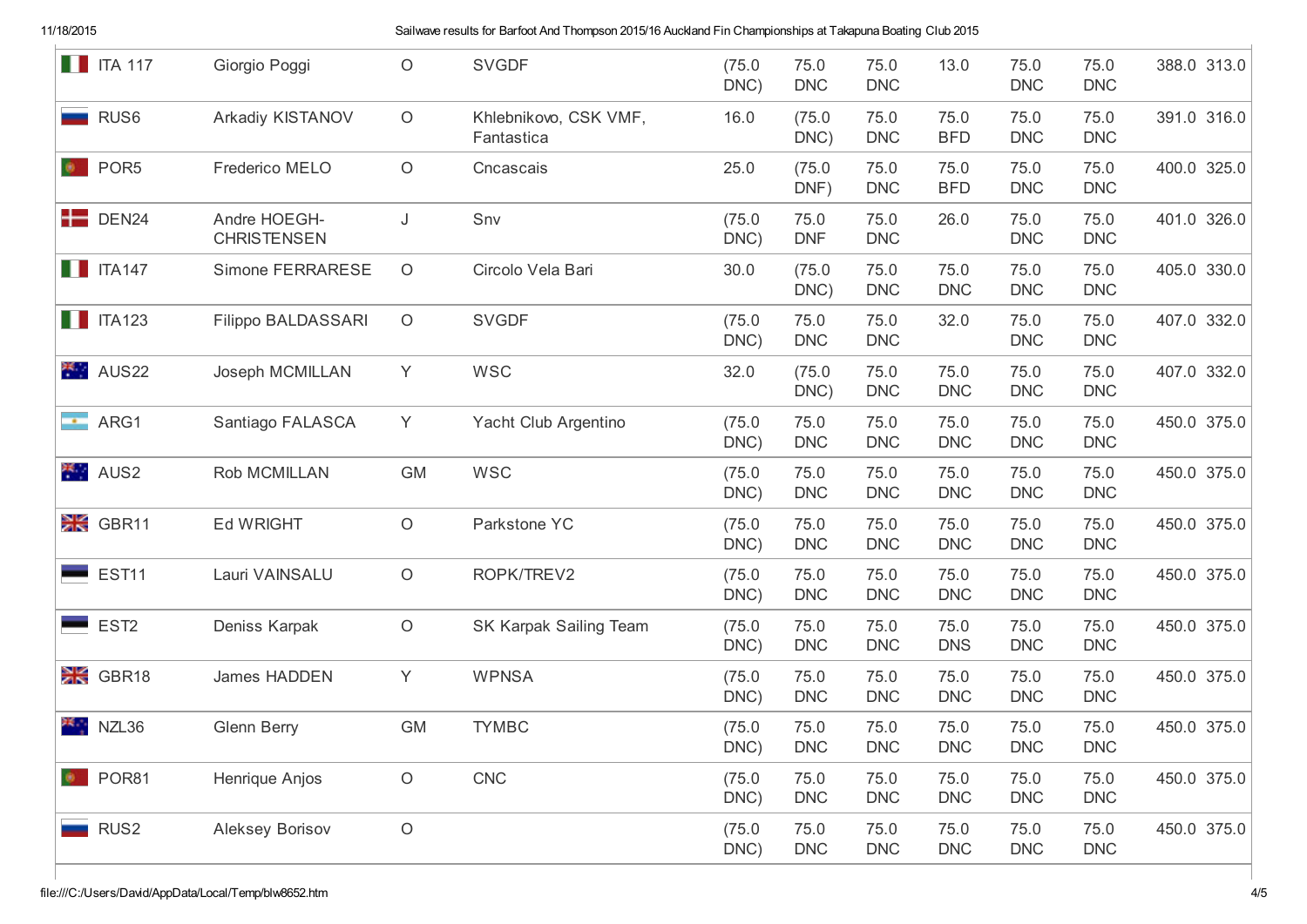| | | | | | | | | | | | | |
|---|---|---|---|---|---|---|---|---|---|---|---|---|
| ITA 117 | Giorgio Poggi | O | SVGDF | (75.0 DNC) | 75.0 DNC | 75.0 DNC | 13.0 | 75.0 DNC | 75.0 DNC | 388.0 | 313.0 |
| RUS6 | Arkadiy KISTANOV | O | Khlebnikovo, CSK VMF, Fantastica | 16.0 | (75.0 DNC) | 75.0 DNC | 75.0 BFD | 75.0 DNC | 75.0 DNC | 391.0 | 316.0 |
| POR5 | Frederico MELO | O | Cncascais | 25.0 | (75.0 DNF) | 75.0 DNC | 75.0 BFD | 75.0 DNC | 75.0 DNC | 400.0 | 325.0 |
| DEN24 | Andre HOEGH-CHRISTENSEN | J | Snv | (75.0 DNC) | 75.0 DNF | 75.0 DNC | 26.0 | 75.0 DNC | 75.0 DNC | 401.0 | 326.0 |
| ITA147 | Simone FERRARESE | O | Circolo Vela Bari | 30.0 | (75.0 DNC) | 75.0 DNC | 75.0 DNC | 75.0 DNC | 75.0 DNC | 405.0 | 330.0 |
| ITA123 | Filippo BALDASSARI | O | SVGDF | (75.0 DNC) | 75.0 DNC | 75.0 DNC | 32.0 | 75.0 DNC | 75.0 DNC | 407.0 | 332.0 |
| AUS22 | Joseph MCMILLAN | Y | WSC | 32.0 | (75.0 DNC) | 75.0 DNC | 75.0 DNC | 75.0 DNC | 75.0 DNC | 407.0 | 332.0 |
| ARG1 | Santiago FALASCA | Y | Yacht Club Argentino | (75.0 DNC) | 75.0 DNC | 75.0 DNC | 75.0 DNC | 75.0 DNC | 75.0 DNC | 450.0 | 375.0 |
| AUS2 | Rob MCMILLAN | GM | WSC | (75.0 DNC) | 75.0 DNC | 75.0 DNC | 75.0 DNC | 75.0 DNC | 75.0 DNC | 450.0 | 375.0 |
| GBR11 | Ed WRIGHT | O | Parkstone YC | (75.0 DNC) | 75.0 DNC | 75.0 DNC | 75.0 DNC | 75.0 DNC | 75.0 DNC | 450.0 | 375.0 |
| EST11 | Lauri VAINSALU | O | ROPK/TREV2 | (75.0 DNC) | 75.0 DNC | 75.0 DNC | 75.0 DNC | 75.0 DNC | 75.0 DNC | 450.0 | 375.0 |
| EST2 | Deniss Karpak | O | SK Karpak Sailing Team | (75.0 DNC) | 75.0 DNC | 75.0 DNC | 75.0 DNS | 75.0 DNC | 75.0 DNC | 450.0 | 375.0 |
| GBR18 | James HADDEN | Y | WPNSA | (75.0 DNC) | 75.0 DNC | 75.0 DNC | 75.0 DNC | 75.0 DNC | 75.0 DNC | 450.0 | 375.0 |
| NZL36 | Glenn Berry | GM | TYMBC | (75.0 DNC) | 75.0 DNC | 75.0 DNC | 75.0 DNC | 75.0 DNC | 75.0 DNC | 450.0 | 375.0 |
| POR81 | Henrique Anjos | O | CNC | (75.0 DNC) | 75.0 DNC | 75.0 DNC | 75.0 DNC | 75.0 DNC | 75.0 DNC | 450.0 | 375.0 |
| RUS2 | Aleksey Borisov | O | | (75.0 DNC) | 75.0 DNC | 75.0 DNC | 75.0 DNC | 75.0 DNC | 75.0 DNC | 450.0 | 375.0 |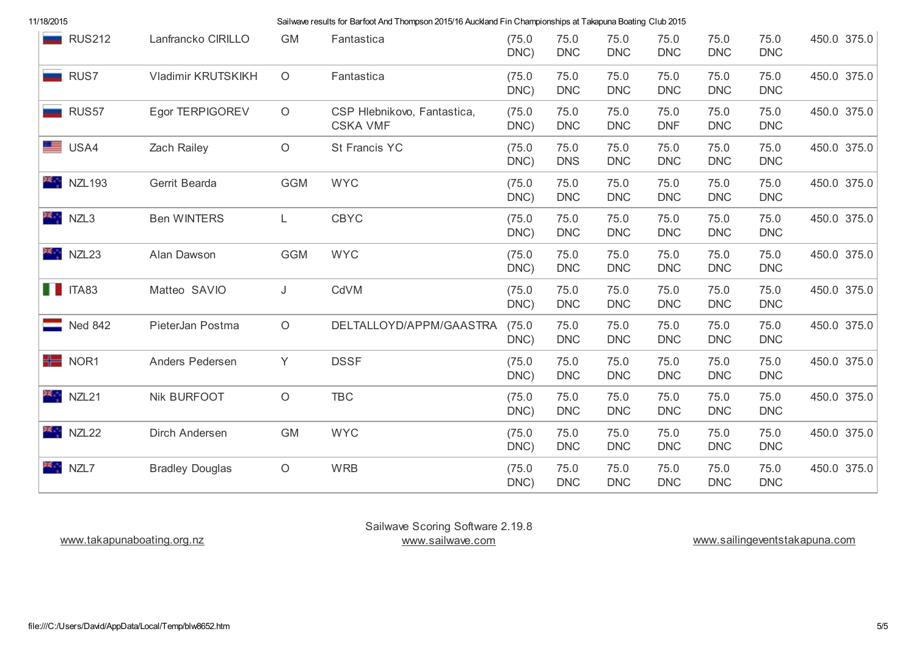| | | | | | | | | | | | |
|---|---|---|---|---|---|---|---|---|---|---|---|
| RUS212 | Lanfrancko CIRILLO | GM | Fantastica | (75.0 DNC) | 75.0 DNC | 75.0 DNC | 75.0 DNC | 75.0 DNC | 75.0 DNC | 450.0 | 375.0 |
| RUS7 | Vladimir KRUTSKIKH | O | Fantastica | (75.0 DNC) | 75.0 DNC | 75.0 DNC | 75.0 DNC | 75.0 DNC | 75.0 DNC | 450.0 | 375.0 |
| RUS57 | Egor TERPIGOREV | O | CSP Hlebnikovo, Fantastica, CSKA VMF | (75.0 DNC) | 75.0 DNC | 75.0 DNC | 75.0 DNF | 75.0 DNC | 75.0 DNC | 450.0 | 375.0 |
| USA4 | Zach Railey | O | St Francis YC | (75.0 DNC) | 75.0 DNS | 75.0 DNC | 75.0 DNC | 75.0 DNC | 75.0 DNC | 450.0 | 375.0 |
| NZL193 | Gerrit Bearda | GGM | WYC | (75.0 DNC) | 75.0 DNC | 75.0 DNC | 75.0 DNC | 75.0 DNC | 75.0 DNC | 450.0 | 375.0 |
| NZL3 | Ben WINTERS | L | CBYC | (75.0 DNC) | 75.0 DNC | 75.0 DNC | 75.0 DNC | 75.0 DNC | 75.0 DNC | 450.0 | 375.0 |
| NZL23 | Alan Dawson | GGM | WYC | (75.0 DNC) | 75.0 DNC | 75.0 DNC | 75.0 DNC | 75.0 DNC | 75.0 DNC | 450.0 | 375.0 |
| ITA83 | Matteo SAVIO | J | CdVM | (75.0 DNC) | 75.0 DNC | 75.0 DNC | 75.0 DNC | 75.0 DNC | 75.0 DNC | 450.0 | 375.0 |
| Ned 842 | PieterJan Postma | O | DELTALLOYD/APPM/GAASTRA | (75.0 DNC) | 75.0 DNC | 75.0 DNC | 75.0 DNC | 75.0 DNC | 75.0 DNC | 450.0 | 375.0 |
| NOR1 | Anders Pedersen | Y | DSSF | (75.0 DNC) | 75.0 DNC | 75.0 DNC | 75.0 DNC | 75.0 DNC | 75.0 DNC | 450.0 | 375.0 |
| NZL21 | Nik BURFOOT | O | TBC | (75.0 DNC) | 75.0 DNC | 75.0 DNC | 75.0 DNC | 75.0 DNC | 75.0 DNC | 450.0 | 375.0 |
| NZL22 | Dirch Andersen | GM | WYC | (75.0 DNC) | 75.0 DNC | 75.0 DNC | 75.0 DNC | 75.0 DNC | 75.0 DNC | 450.0 | 375.0 |
| NZL7 | Bradley Douglas | O | WRB | (75.0 DNC) | 75.0 DNC | 75.0 DNC | 75.0 DNC | 75.0 DNC | 75.0 DNC | 450.0 | 375.0 |

www.takapunaboating.org.nz

Sailwave Scoring Software 2.19.8
www.sailwave.com

www.sailingeventstakapuna.com